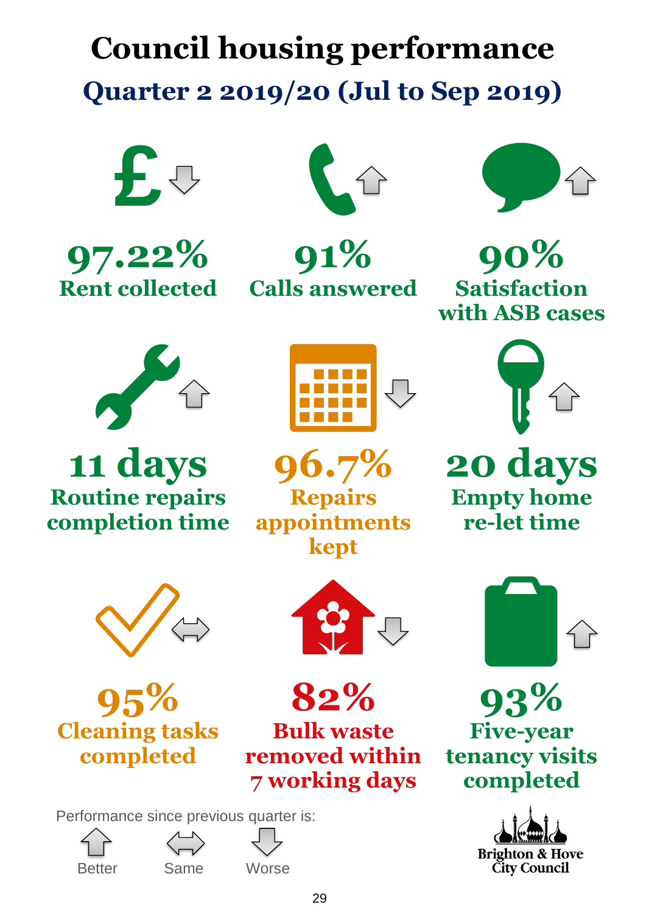# Council housing performance

## Quarter 2 2019/20 (Jul to Sep 2019)

**97.22%**
Rent collected

**91%**
Calls answered

**90%**
Satisfaction with ASB cases

**11 days**
Routine repairs completion time

**96.7%**
Repairs appointments kept

**20 days**
Empty home re-let time

**95%**
Cleaning tasks completed

**82%**
Bulk waste removed within 7 working days

**93%**
Five-year tenancy visits completed

Performance since previous quarter is:

Better

Same

Worse

Brighton & Hove City Council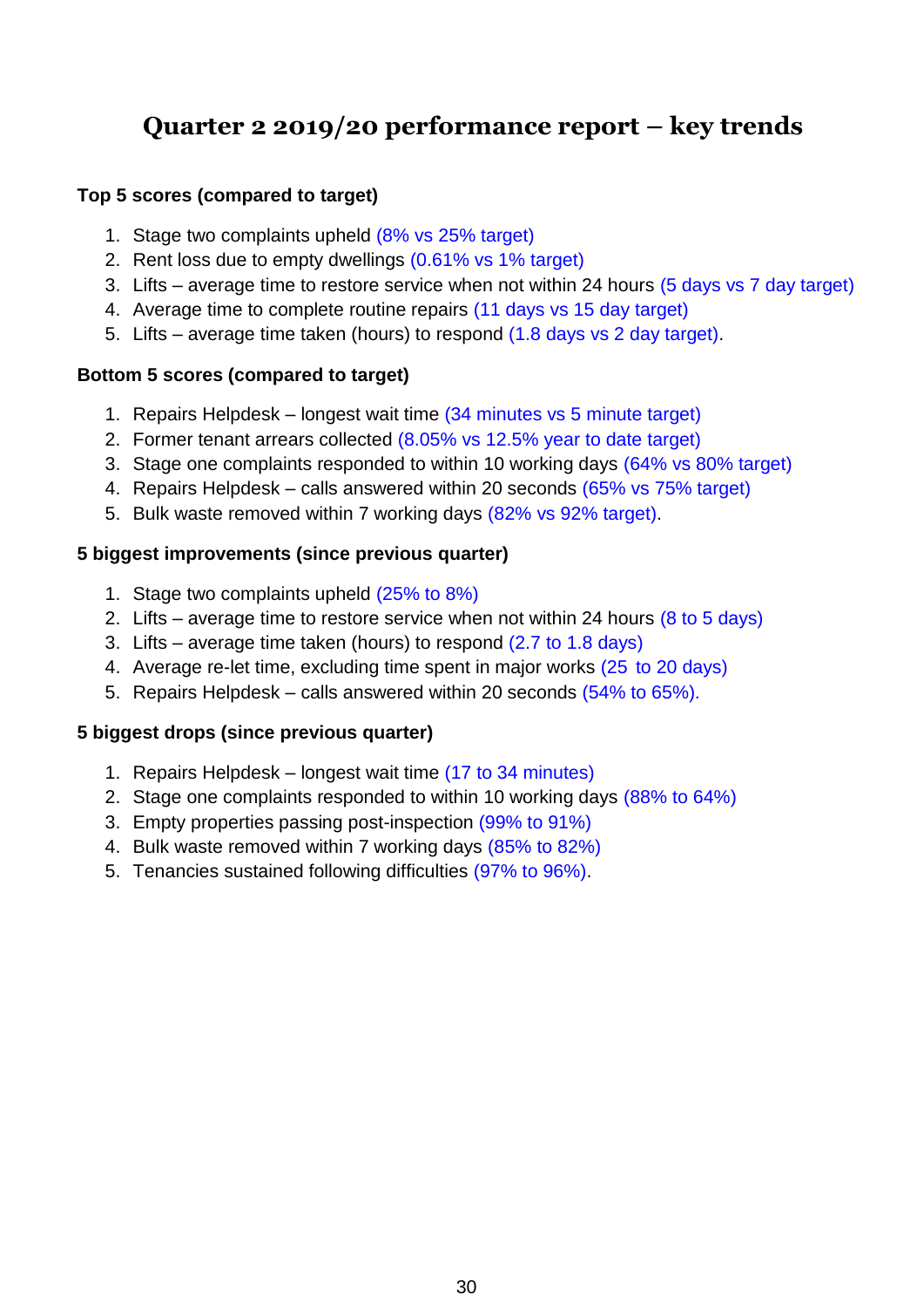# Quarter 2 2019/20 performance report – key trends

**Top 5 scores (compared to target)**

1. Stage two complaints upheld (8% vs 25% target)
2. Rent loss due to empty dwellings (0.61% vs 1% target)
3. Lifts – average time to restore service when not within 24 hours (5 days vs 7 day target)
4. Average time to complete routine repairs (11 days vs 15 day target)
5. Lifts – average time taken (hours) to respond (1.8 days vs 2 day target).

**Bottom 5 scores (compared to target)**

1. Repairs Helpdesk – longest wait time (34 minutes vs 5 minute target)
2. Former tenant arrears collected (8.05% vs 12.5% year to date target)
3. Stage one complaints responded to within 10 working days (64% vs 80% target)
4. Repairs Helpdesk – calls answered within 20 seconds (65% vs 75% target)
5. Bulk waste removed within 7 working days (82% vs 92% target).

**5 biggest improvements (since previous quarter)**

1. Stage two complaints upheld (25% to 8%)
2. Lifts – average time to restore service when not within 24 hours (8 to 5 days)
3. Lifts – average time taken (hours) to respond (2.7 to 1.8 days)
4. Average re-let time, excluding time spent in major works (25 to 20 days)
5. Repairs Helpdesk – calls answered within 20 seconds (54% to 65%).

**5 biggest drops (since previous quarter)**

1. Repairs Helpdesk – longest wait time (17 to 34 minutes)
2. Stage one complaints responded to within 10 working days (88% to 64%)
3. Empty properties passing post-inspection (99% to 91%)
4. Bulk waste removed within 7 working days (85% to 82%)
5. Tenancies sustained following difficulties (97% to 96%).